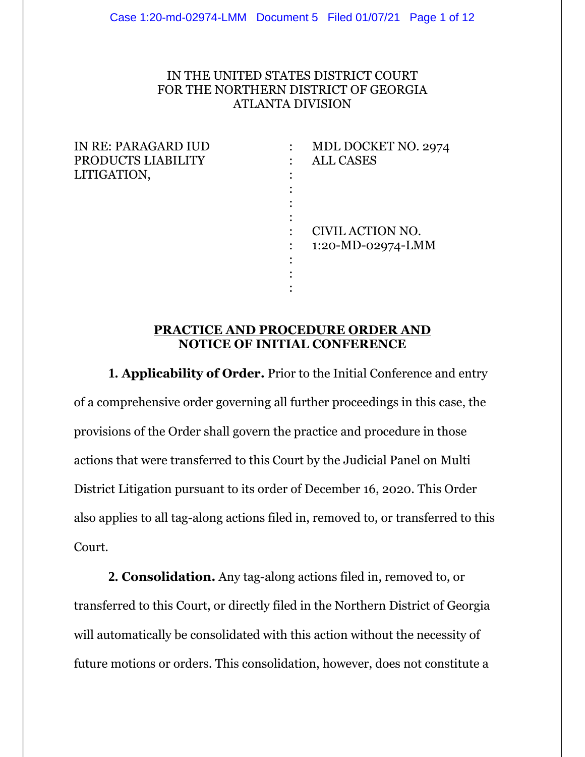IN THE UNITED STATES DISTRICT COURT
FOR THE NORTHERN DISTRICT OF GEORGIA
ATLANTA DIVISION

| | | |
|---|---|---|
| IN RE: PARAGARD IUD PRODUCTS LIABILITY LITIGATION, | : | MDL DOCKET NO. 2974 ALL CASES |
| | : | CIVIL ACTION NO. 1:20-MD-02974-LMM |

**PRACTICE AND PROCEDURE ORDER AND NOTICE OF INITIAL CONFERENCE**

**1. Applicability of Order.** Prior to the Initial Conference and entry of a comprehensive order governing all further proceedings in this case, the provisions of the Order shall govern the practice and procedure in those actions that were transferred to this Court by the Judicial Panel on Multi District Litigation pursuant to its order of December 16, 2020. This Order also applies to all tag-along actions filed in, removed to, or transferred to this Court.

**2. Consolidation.** Any tag-along actions filed in, removed to, or transferred to this Court, or directly filed in the Northern District of Georgia will automatically be consolidated with this action without the necessity of future motions or orders. This consolidation, however, does not constitute a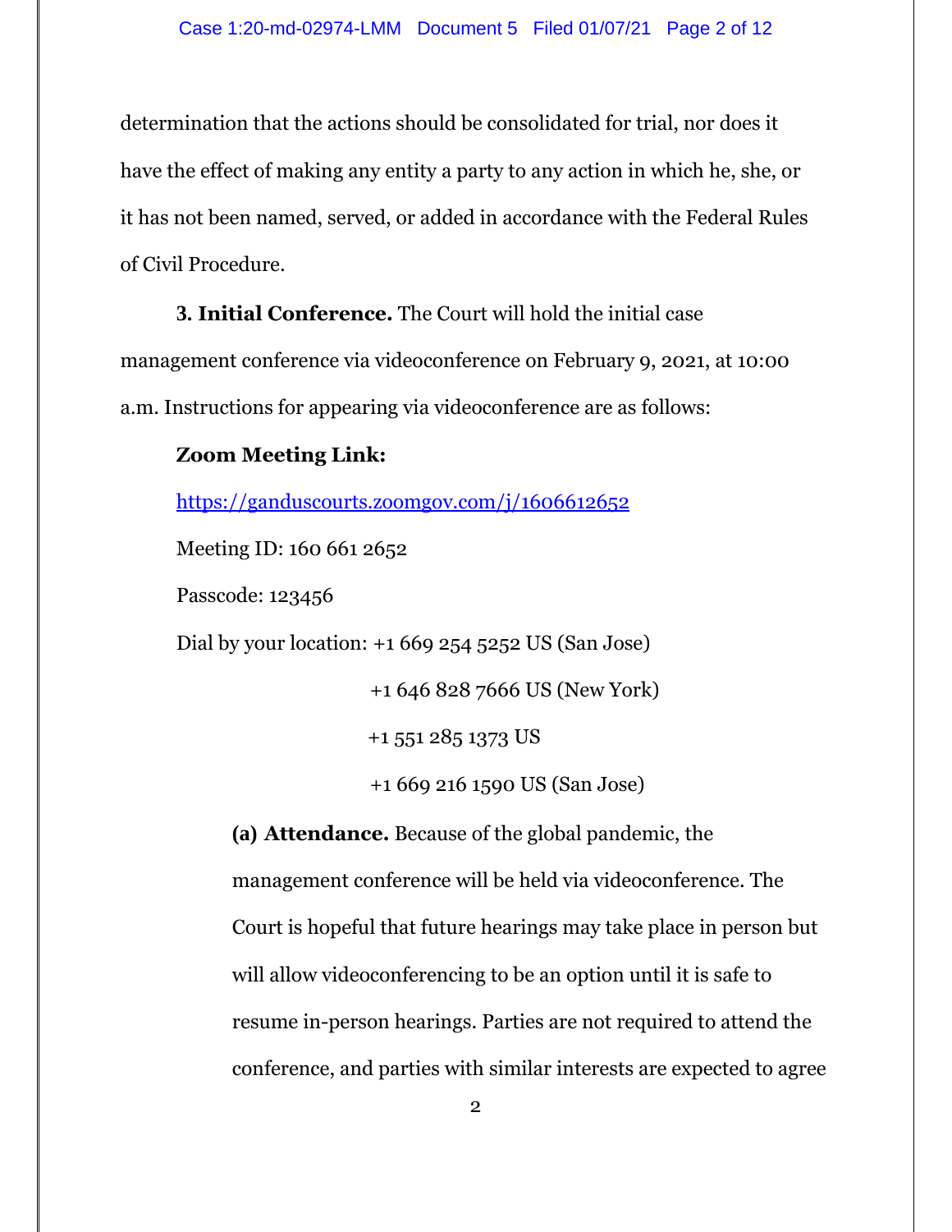determination that the actions should be consolidated for trial, nor does it have the effect of making any entity a party to any action in which he, she, or it has not been named, served, or added in accordance with the Federal Rules of Civil Procedure.

**3. Initial Conference.** The Court will hold the initial case management conference via videoconference on February 9, 2021, at 10:00 a.m. Instructions for appearing via videoconference are as follows:

**Zoom Meeting Link:**

https://ganduscourts.zoomgov.com/j/1606612652

Meeting ID: 160 661 2652

Passcode: 123456

Dial by your location: +1 669 254 5252 US (San Jose)

+1 646 828 7666 US (New York)

+1 551 285 1373 US

+1 669 216 1590 US (San Jose)

**(a) Attendance.** Because of the global pandemic, the management conference will be held via videoconference. The Court is hopeful that future hearings may take place in person but will allow videoconferencing to be an option until it is safe to resume in-person hearings. Parties are not required to attend the conference, and parties with similar interests are expected to agree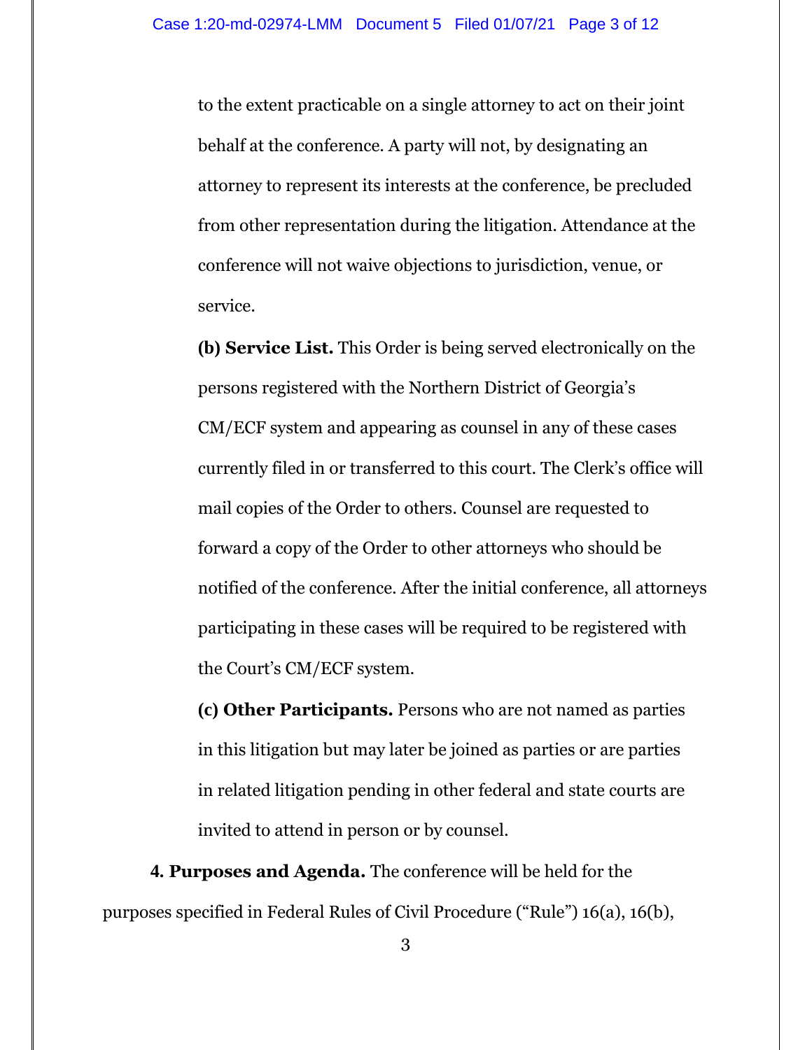to the extent practicable on a single attorney to act on their joint behalf at the conference. A party will not, by designating an attorney to represent its interests at the conference, be precluded from other representation during the litigation. Attendance at the conference will not waive objections to jurisdiction, venue, or service.

**(b) Service List.** This Order is being served electronically on the persons registered with the Northern District of Georgia's CM/ECF system and appearing as counsel in any of these cases currently filed in or transferred to this court. The Clerk's office will mail copies of the Order to others. Counsel are requested to forward a copy of the Order to other attorneys who should be notified of the conference. After the initial conference, all attorneys participating in these cases will be required to be registered with the Court's CM/ECF system.

**(c) Other Participants.** Persons who are not named as parties in this litigation but may later be joined as parties or are parties in related litigation pending in other federal and state courts are invited to attend in person or by counsel.

**4. Purposes and Agenda.** The conference will be held for the purposes specified in Federal Rules of Civil Procedure ("Rule") 16(a), 16(b),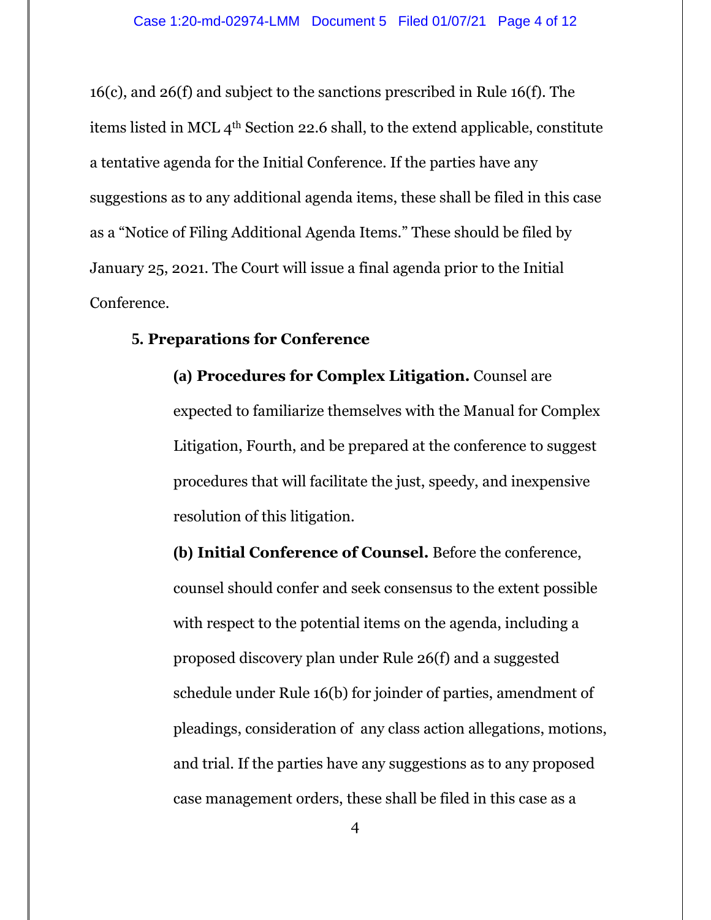16(c), and 26(f) and subject to the sanctions prescribed in Rule 16(f). The items listed in MCL 4th Section 22.6 shall, to the extend applicable, constitute a tentative agenda for the Initial Conference. If the parties have any suggestions as to any additional agenda items, these shall be filed in this case as a "Notice of Filing Additional Agenda Items." These should be filed by January 25, 2021. The Court will issue a final agenda prior to the Initial Conference.

**5. Preparations for Conference**

**(a) Procedures for Complex Litigation.** Counsel are expected to familiarize themselves with the Manual for Complex Litigation, Fourth, and be prepared at the conference to suggest procedures that will facilitate the just, speedy, and inexpensive resolution of this litigation.

**(b) Initial Conference of Counsel.** Before the conference, counsel should confer and seek consensus to the extent possible with respect to the potential items on the agenda, including a proposed discovery plan under Rule 26(f) and a suggested schedule under Rule 16(b) for joinder of parties, amendment of pleadings, consideration of any class action allegations, motions, and trial. If the parties have any suggestions as to any proposed case management orders, these shall be filed in this case as a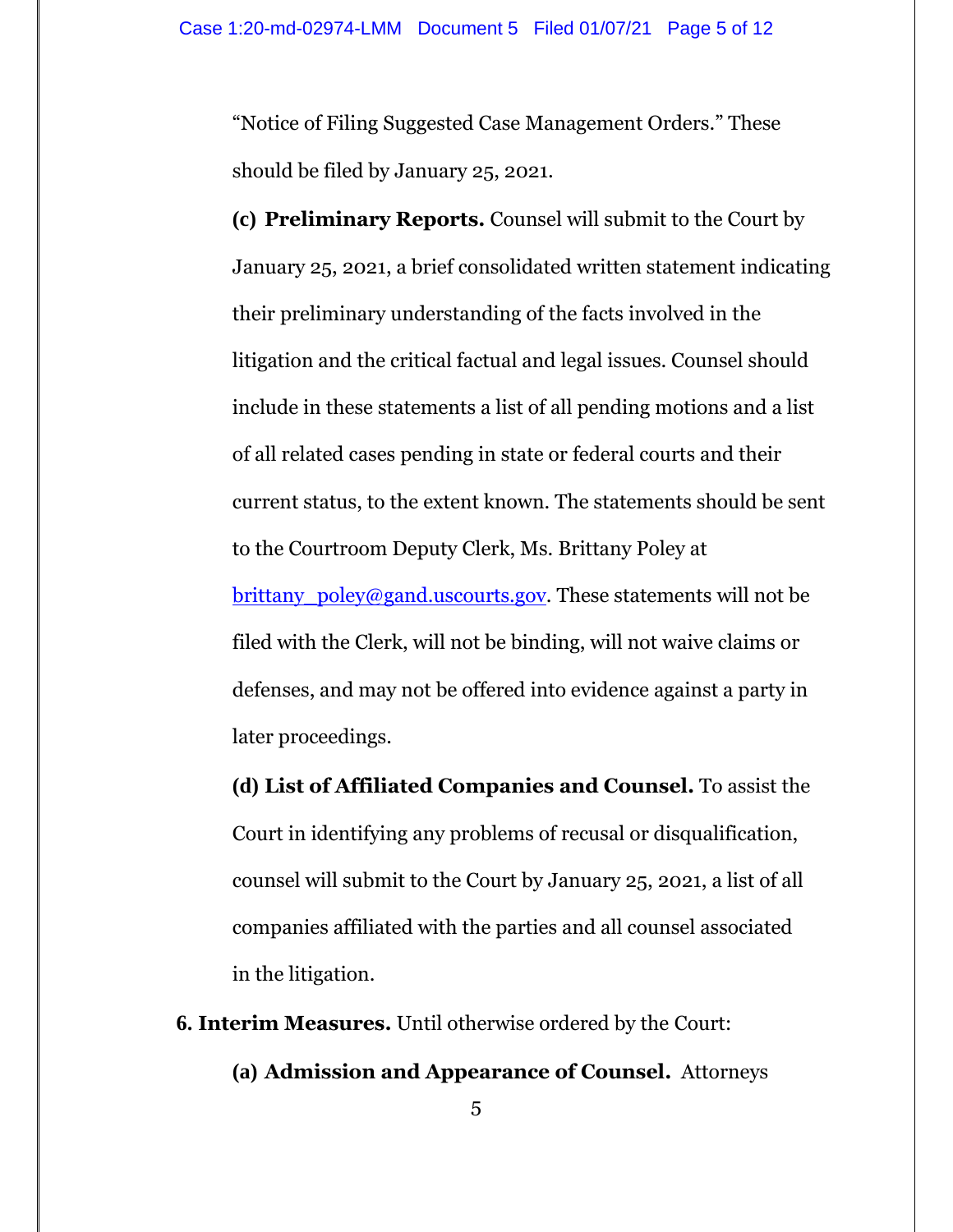"Notice of Filing Suggested Case Management Orders." These should be filed by January 25, 2021.

**(c) Preliminary Reports.** Counsel will submit to the Court by January 25, 2021, a brief consolidated written statement indicating their preliminary understanding of the facts involved in the litigation and the critical factual and legal issues. Counsel should include in these statements a list of all pending motions and a list of all related cases pending in state or federal courts and their current status, to the extent known. The statements should be sent to the Courtroom Deputy Clerk, Ms. Brittany Poley at brittany_poley@gand.uscourts.gov. These statements will not be filed with the Clerk, will not be binding, will not waive claims or defenses, and may not be offered into evidence against a party in later proceedings.

**(d) List of Affiliated Companies and Counsel.** To assist the Court in identifying any problems of recusal or disqualification, counsel will submit to the Court by January 25, 2021, a list of all companies affiliated with the parties and all counsel associated in the litigation.

**6. Interim Measures.** Until otherwise ordered by the Court:

**(a) Admission and Appearance of Counsel.** Attorneys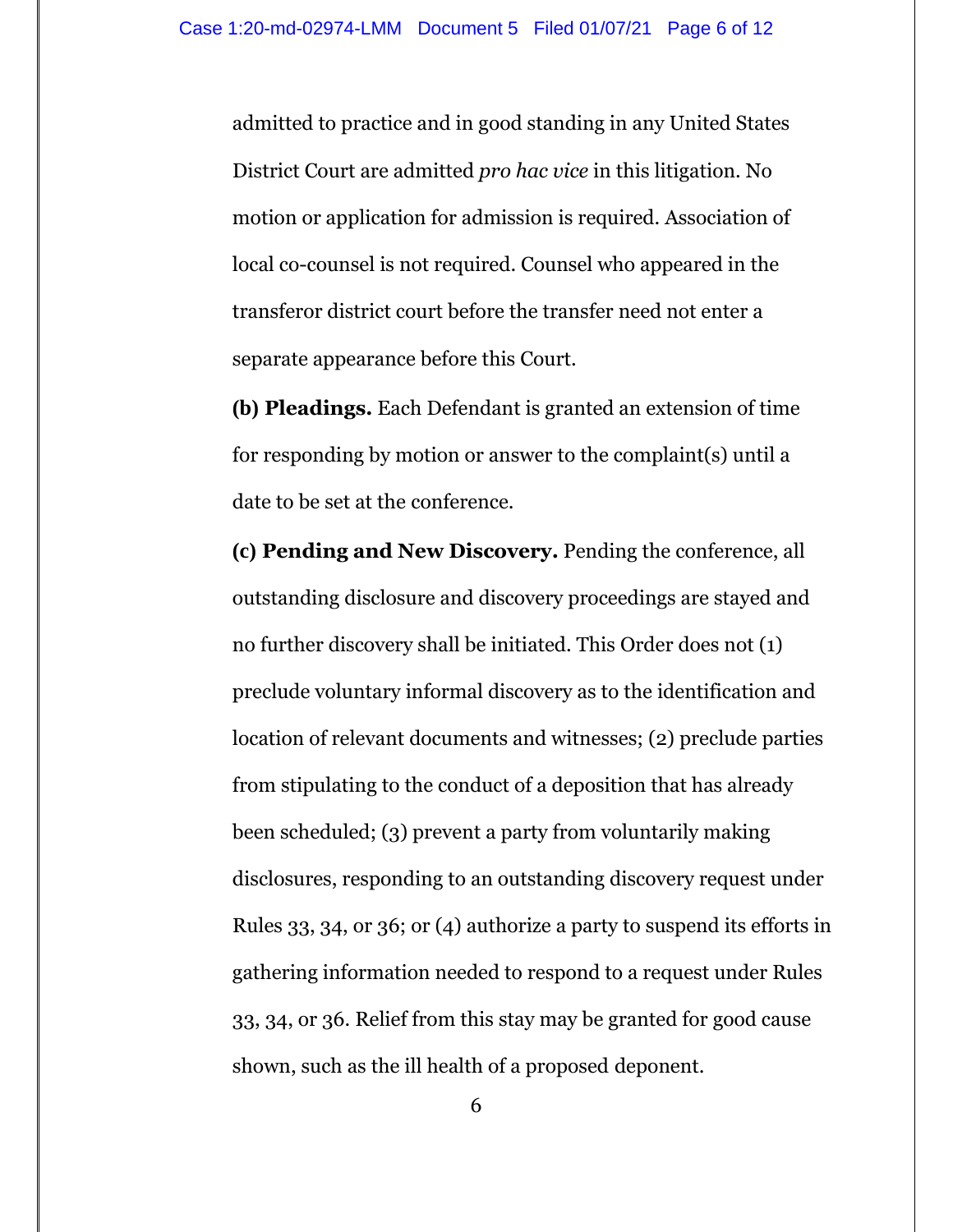admitted to practice and in good standing in any United States District Court are admitted *pro hac vice* in this litigation. No motion or application for admission is required. Association of local co-counsel is not required. Counsel who appeared in the transferor district court before the transfer need not enter a separate appearance before this Court.

**(b) Pleadings.** Each Defendant is granted an extension of time for responding by motion or answer to the complaint(s) until a date to be set at the conference.

**(c) Pending and New Discovery.** Pending the conference, all outstanding disclosure and discovery proceedings are stayed and no further discovery shall be initiated. This Order does not (1) preclude voluntary informal discovery as to the identification and location of relevant documents and witnesses; (2) preclude parties from stipulating to the conduct of a deposition that has already been scheduled; (3) prevent a party from voluntarily making disclosures, responding to an outstanding discovery request under Rules 33, 34, or 36; or (4) authorize a party to suspend its efforts in gathering information needed to respond to a request under Rules 33, 34, or 36. Relief from this stay may be granted for good cause shown, such as the ill health of a proposed deponent.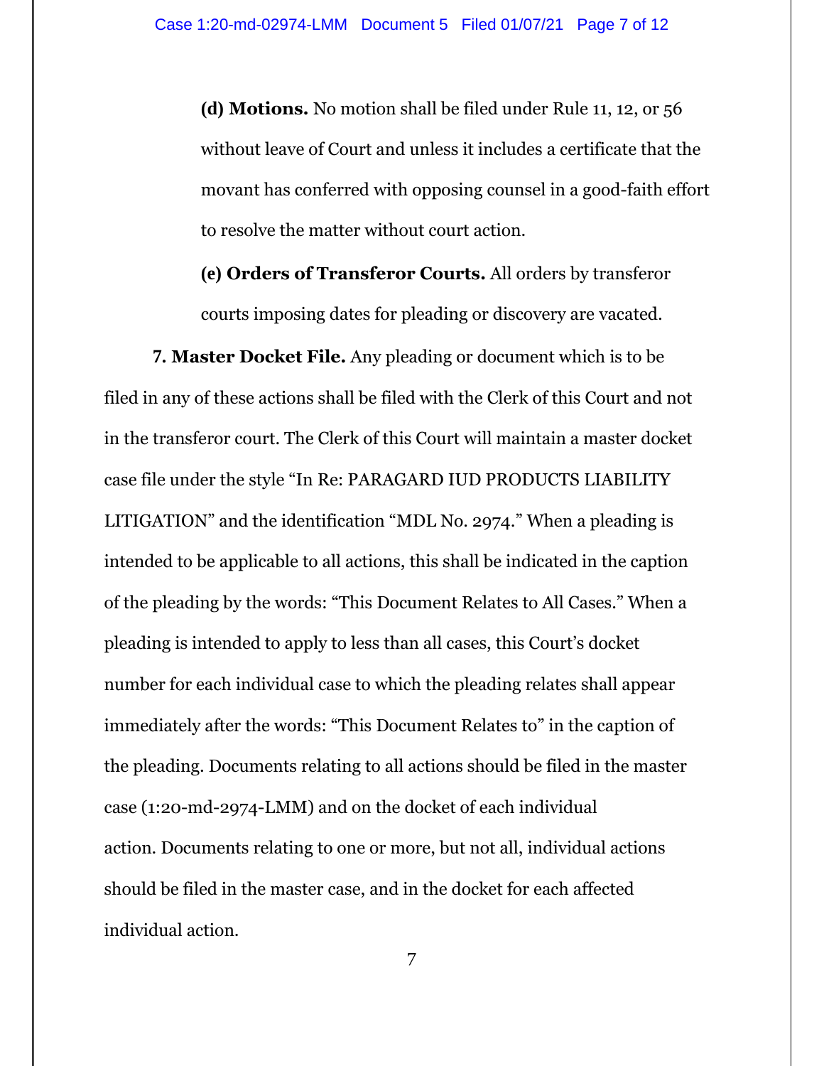**(d) Motions.** No motion shall be filed under Rule 11, 12, or 56 without leave of Court and unless it includes a certificate that the movant has conferred with opposing counsel in a good-faith effort to resolve the matter without court action.

**(e) Orders of Transferor Courts.** All orders by transferor courts imposing dates for pleading or discovery are vacated.

**7. Master Docket File.** Any pleading or document which is to be filed in any of these actions shall be filed with the Clerk of this Court and not in the transferor court. The Clerk of this Court will maintain a master docket case file under the style "In Re: PARAGARD IUD PRODUCTS LIABILITY LITIGATION" and the identification "MDL No. 2974." When a pleading is intended to be applicable to all actions, this shall be indicated in the caption of the pleading by the words: "This Document Relates to All Cases." When a pleading is intended to apply to less than all cases, this Court's docket number for each individual case to which the pleading relates shall appear immediately after the words: "This Document Relates to" in the caption of the pleading. Documents relating to all actions should be filed in the master case (1:20-md-2974-LMM) and on the docket of each individual action. Documents relating to one or more, but not all, individual actions should be filed in the master case, and in the docket for each affected individual action.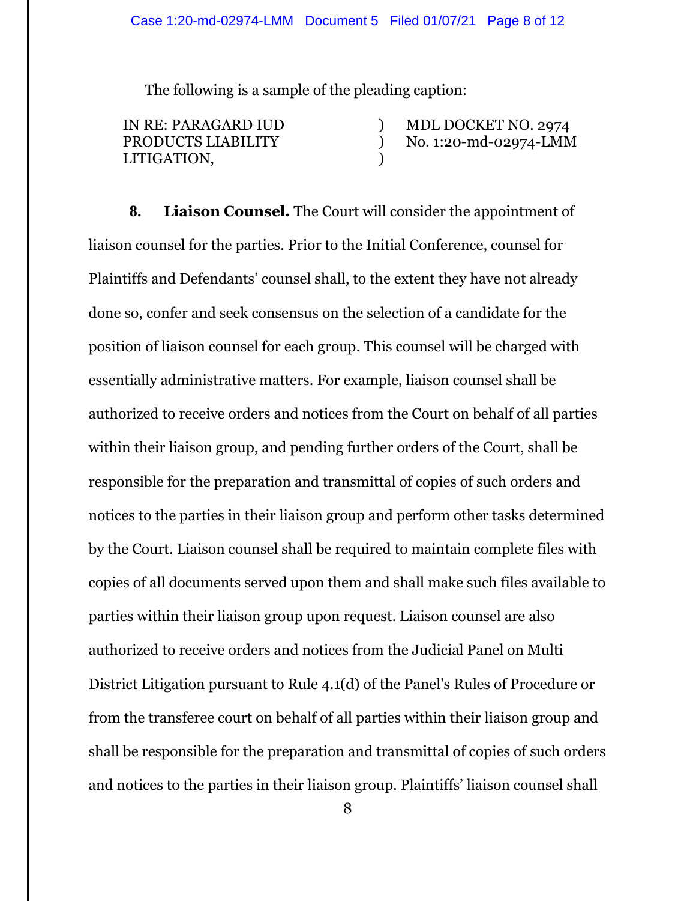The following is a sample of the pleading caption:

| | | |
|---|---|---|
| IN RE: PARAGARD IUD PRODUCTS LIABILITY LITIGATION, | ) ) ) | MDL DOCKET NO. 2974 No. 1:20-md-02974-LMM |

**8. Liaison Counsel.** The Court will consider the appointment of liaison counsel for the parties. Prior to the Initial Conference, counsel for Plaintiffs and Defendants' counsel shall, to the extent they have not already done so, confer and seek consensus on the selection of a candidate for the position of liaison counsel for each group. This counsel will be charged with essentially administrative matters. For example, liaison counsel shall be authorized to receive orders and notices from the Court on behalf of all parties within their liaison group, and pending further orders of the Court, shall be responsible for the preparation and transmittal of copies of such orders and notices to the parties in their liaison group and perform other tasks determined by the Court. Liaison counsel shall be required to maintain complete files with copies of all documents served upon them and shall make such files available to parties within their liaison group upon request. Liaison counsel are also authorized to receive orders and notices from the Judicial Panel on Multi District Litigation pursuant to Rule 4.1(d) of the Panel's Rules of Procedure or from the transferee court on behalf of all parties within their liaison group and shall be responsible for the preparation and transmittal of copies of such orders and notices to the parties in their liaison group. Plaintiffs' liaison counsel shall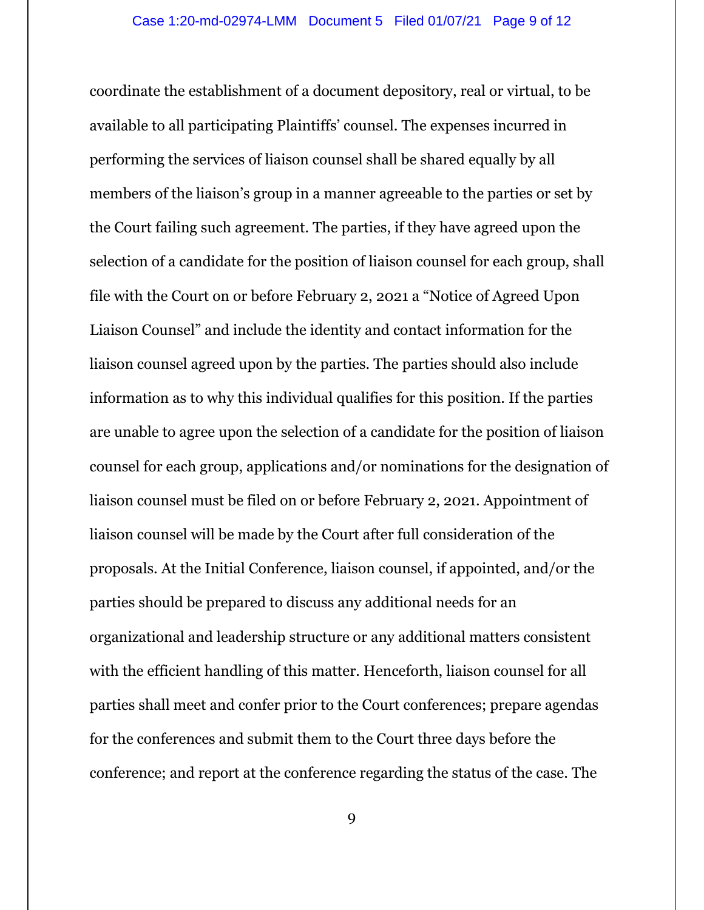coordinate the establishment of a document depository, real or virtual, to be available to all participating Plaintiffs' counsel. The expenses incurred in performing the services of liaison counsel shall be shared equally by all members of the liaison's group in a manner agreeable to the parties or set by the Court failing such agreement. The parties, if they have agreed upon the selection of a candidate for the position of liaison counsel for each group, shall file with the Court on or before February 2, 2021 a "Notice of Agreed Upon Liaison Counsel" and include the identity and contact information for the liaison counsel agreed upon by the parties. The parties should also include information as to why this individual qualifies for this position. If the parties are unable to agree upon the selection of a candidate for the position of liaison counsel for each group, applications and/or nominations for the designation of liaison counsel must be filed on or before February 2, 2021. Appointment of liaison counsel will be made by the Court after full consideration of the proposals. At the Initial Conference, liaison counsel, if appointed, and/or the parties should be prepared to discuss any additional needs for an organizational and leadership structure or any additional matters consistent with the efficient handling of this matter. Henceforth, liaison counsel for all parties shall meet and confer prior to the Court conferences; prepare agendas for the conferences and submit them to the Court three days before the conference; and report at the conference regarding the status of the case. The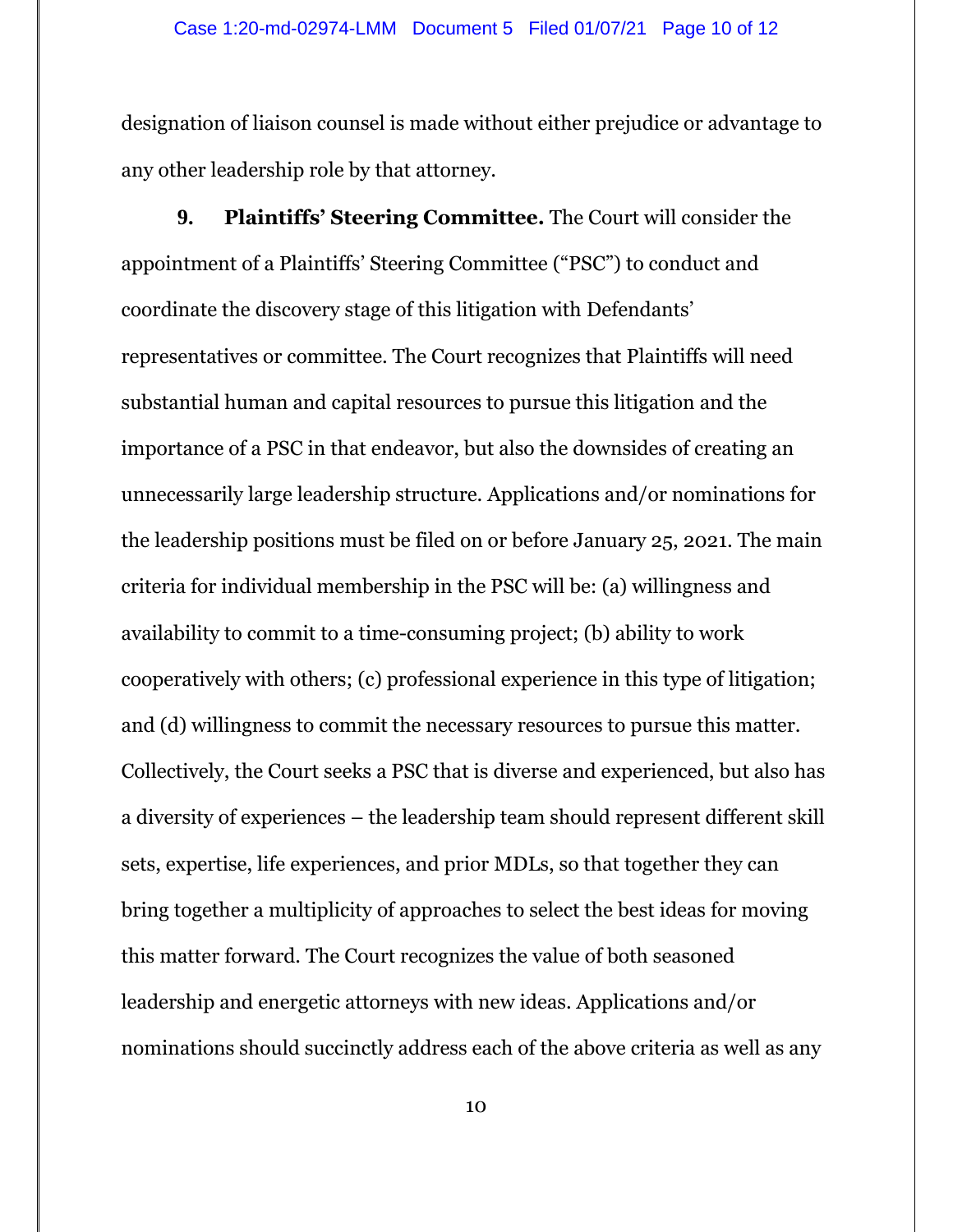designation of liaison counsel is made without either prejudice or advantage to any other leadership role by that attorney.

**9. Plaintiffs' Steering Committee.** The Court will consider the appointment of a Plaintiffs' Steering Committee ("PSC") to conduct and coordinate the discovery stage of this litigation with Defendants' representatives or committee. The Court recognizes that Plaintiffs will need substantial human and capital resources to pursue this litigation and the importance of a PSC in that endeavor, but also the downsides of creating an unnecessarily large leadership structure. Applications and/or nominations for the leadership positions must be filed on or before January 25, 2021. The main criteria for individual membership in the PSC will be: (a) willingness and availability to commit to a time-consuming project; (b) ability to work cooperatively with others; (c) professional experience in this type of litigation; and (d) willingness to commit the necessary resources to pursue this matter. Collectively, the Court seeks a PSC that is diverse and experienced, but also has a diversity of experiences – the leadership team should represent different skill sets, expertise, life experiences, and prior MDLs, so that together they can bring together a multiplicity of approaches to select the best ideas for moving this matter forward. The Court recognizes the value of both seasoned leadership and energetic attorneys with new ideas. Applications and/or nominations should succinctly address each of the above criteria as well as any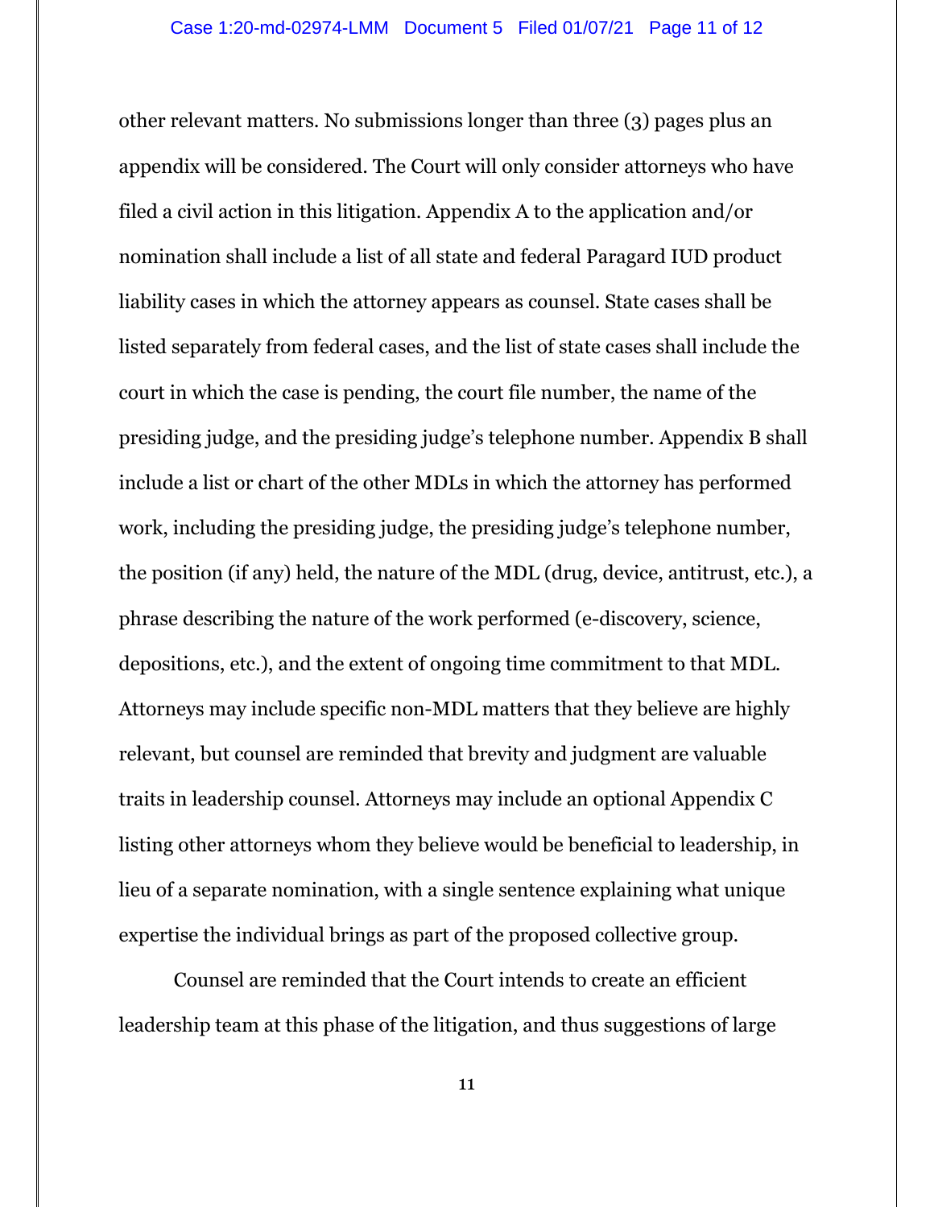other relevant matters. No submissions longer than three (3) pages plus an appendix will be considered. The Court will only consider attorneys who have filed a civil action in this litigation. Appendix A to the application and/or nomination shall include a list of all state and federal Paragard IUD product liability cases in which the attorney appears as counsel. State cases shall be listed separately from federal cases, and the list of state cases shall include the court in which the case is pending, the court file number, the name of the presiding judge, and the presiding judge's telephone number. Appendix B shall include a list or chart of the other MDLs in which the attorney has performed work, including the presiding judge, the presiding judge's telephone number, the position (if any) held, the nature of the MDL (drug, device, antitrust, etc.), a phrase describing the nature of the work performed (e-discovery, science, depositions, etc.), and the extent of ongoing time commitment to that MDL. Attorneys may include specific non-MDL matters that they believe are highly relevant, but counsel are reminded that brevity and judgment are valuable traits in leadership counsel. Attorneys may include an optional Appendix C listing other attorneys whom they believe would be beneficial to leadership, in lieu of a separate nomination, with a single sentence explaining what unique expertise the individual brings as part of the proposed collective group.

Counsel are reminded that the Court intends to create an efficient leadership team at this phase of the litigation, and thus suggestions of large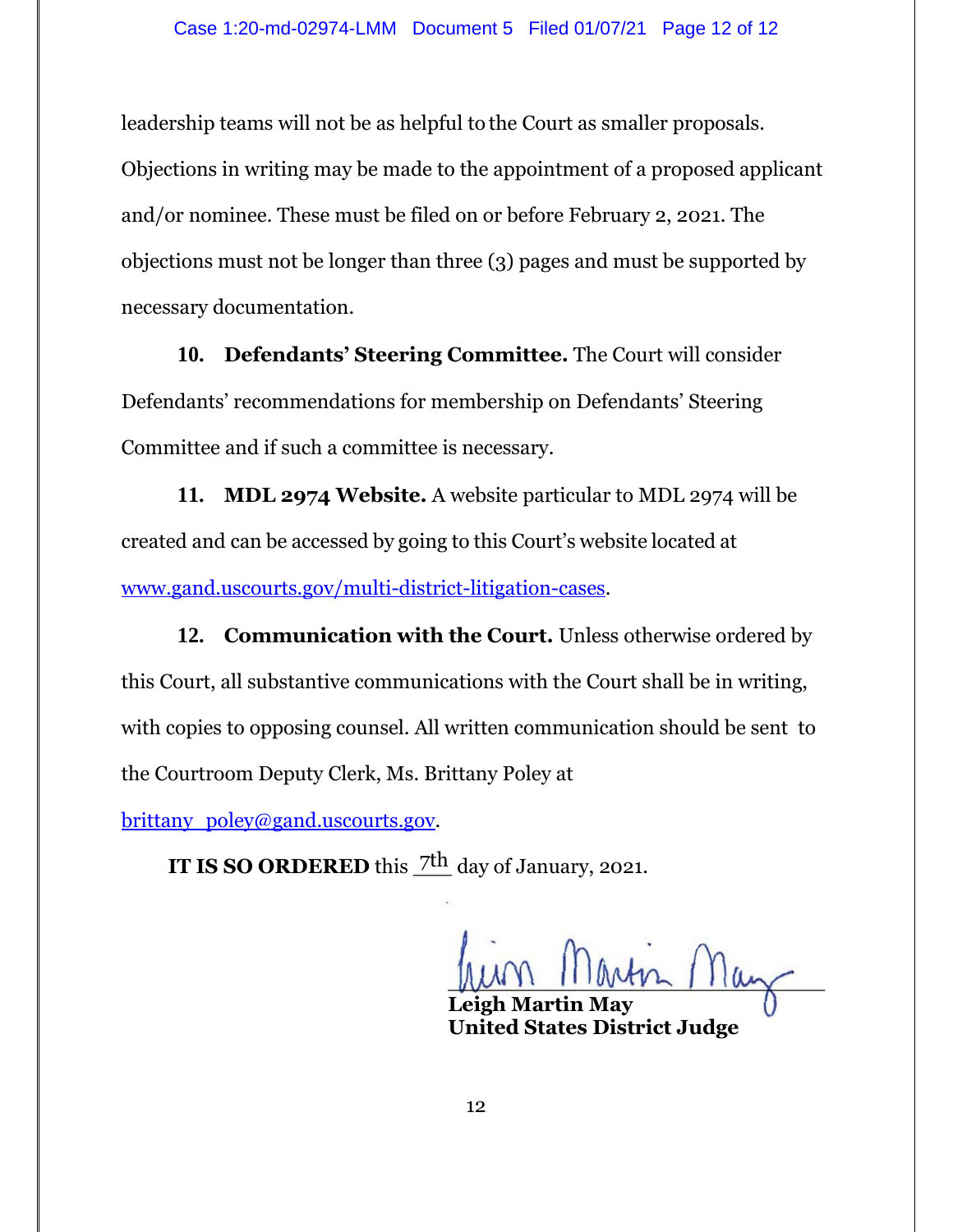leadership teams will not be as helpful to the Court as smaller proposals. Objections in writing may be made to the appointment of a proposed applicant and/or nominee. These must be filed on or before February 2, 2021. The objections must not be longer than three (3) pages and must be supported by necessary documentation.

**10. Defendants' Steering Committee.** The Court will consider Defendants' recommendations for membership on Defendants' Steering Committee and if such a committee is necessary.

**11. MDL 2974 Website.** A website particular to MDL 2974 will be created and can be accessed by going to this Court's website located at www.gand.uscourts.gov/multi-district-litigation-cases.

**12. Communication with the Court.** Unless otherwise ordered by this Court, all substantive communications with the Court shall be in writing, with copies to opposing counsel. All written communication should be sent to the Courtroom Deputy Clerk, Ms. Brittany Poley at brittany_poley@gand.uscourts.gov.

**IT IS SO ORDERED** this 7th day of January, 2021.

**Leigh Martin May**
**United States District Judge**